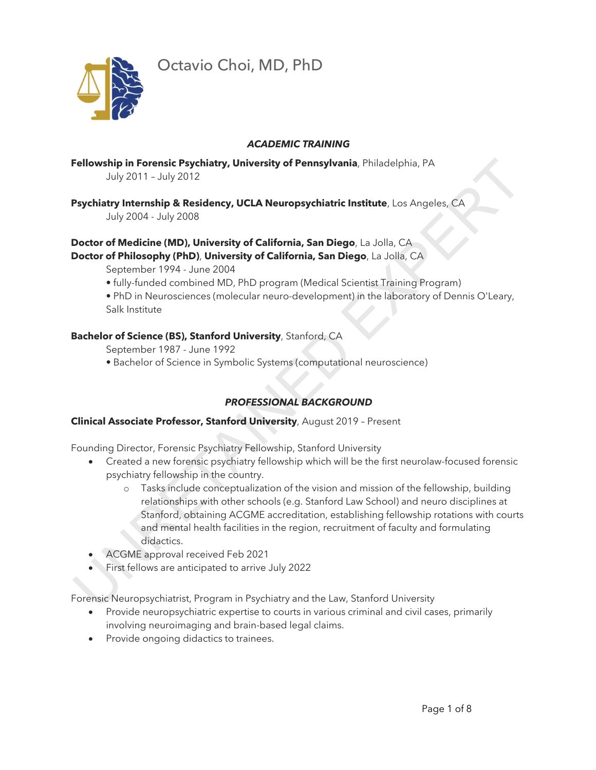# Octavio Choi, MD, PhD

## *ACADEMIC TRAINING*

**Fellowship in Forensic Psychiatry, University of Pennsylvania**, Philadelphia, PA
July 2011 – July 2012

**Psychiatry Internship & Residency, UCLA Neuropsychiatric Institute**, Los Angeles, CA
July 2004 - July 2008

**Doctor of Medicine (MD), University of California, San Diego**, La Jolla, CA
**Doctor of Philosophy (PhD)**, **University of California, San Diego**, La Jolla, CA
September 1994 - June 2004
- fully-funded combined MD, PhD program (Medical Scientist Training Program)
- PhD in Neurosciences (molecular neuro-development) in the laboratory of Dennis O'Leary, Salk Institute

**Bachelor of Science (BS), Stanford University**, Stanford, CA
September 1987 - June 1992
- Bachelor of Science in Symbolic Systems (computational neuroscience)

## *PROFESSIONAL BACKGROUND*

**Clinical Associate Professor, Stanford University**, August 2019 – Present

Founding Director, Forensic Psychiatry Fellowship, Stanford University
- Created a new forensic psychiatry fellowship which will be the first neurolaw-focused forensic psychiatry fellowship in the country.
  - Tasks include conceptualization of the vision and mission of the fellowship, building relationships with other schools (e.g. Stanford Law School) and neuro disciplines at Stanford, obtaining ACGME accreditation, establishing fellowship rotations with courts and mental health facilities in the region, recruitment of faculty and formulating didactics.
- ACGME approval received Feb 2021
- First fellows are anticipated to arrive July 2022

Forensic Neuropsychiatrist, Program in Psychiatry and the Law, Stanford University
- Provide neuropsychiatric expertise to courts in various criminal and civil cases, primarily involving neuroimaging and brain-based legal claims.
- Provide ongoing didactics to trainees.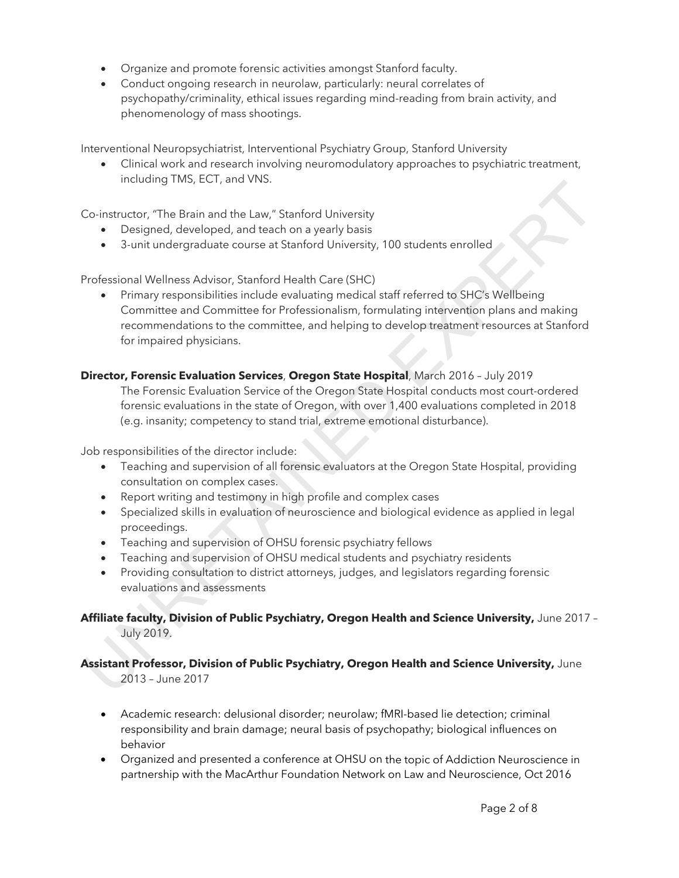- Organize and promote forensic activities amongst Stanford faculty.
- Conduct ongoing research in neurolaw, particularly: neural correlates of psychopathy/criminality, ethical issues regarding mind-reading from brain activity, and phenomenology of mass shootings.

Interventional Neuropsychiatrist, Interventional Psychiatry Group, Stanford University

- Clinical work and research involving neuromodulatory approaches to psychiatric treatment, including TMS, ECT, and VNS.

Co-instructor, "The Brain and the Law," Stanford University

- Designed, developed, and teach on a yearly basis
- 3-unit undergraduate course at Stanford University, 100 students enrolled

Professional Wellness Advisor, Stanford Health Care (SHC)

- Primary responsibilities include evaluating medical staff referred to SHC's Wellbeing Committee and Committee for Professionalism, formulating intervention plans and making recommendations to the committee, and helping to develop treatment resources at Stanford for impaired physicians.

**Director, Forensic Evaluation Services**, **Oregon State Hospital**, March 2016 – July 2019

The Forensic Evaluation Service of the Oregon State Hospital conducts most court-ordered forensic evaluations in the state of Oregon, with over 1,400 evaluations completed in 2018 (e.g. insanity; competency to stand trial, extreme emotional disturbance).

Job responsibilities of the director include:

- Teaching and supervision of all forensic evaluators at the Oregon State Hospital, providing consultation on complex cases.
- Report writing and testimony in high profile and complex cases
- Specialized skills in evaluation of neuroscience and biological evidence as applied in legal proceedings.
- Teaching and supervision of OHSU forensic psychiatry fellows
- Teaching and supervision of OHSU medical students and psychiatry residents
- Providing consultation to district attorneys, judges, and legislators regarding forensic evaluations and assessments

**Affiliate faculty, Division of Public Psychiatry, Oregon Health and Science University,** June 2017 – July 2019.

**Assistant Professor, Division of Public Psychiatry, Oregon Health and Science University,** June 2013 – June 2017

- Academic research: delusional disorder; neurolaw; fMRI-based lie detection; criminal responsibility and brain damage; neural basis of psychopathy; biological influences on behavior
- Organized and presented a conference at OHSU on the topic of Addiction Neuroscience in partnership with the MacArthur Foundation Network on Law and Neuroscience, Oct 2016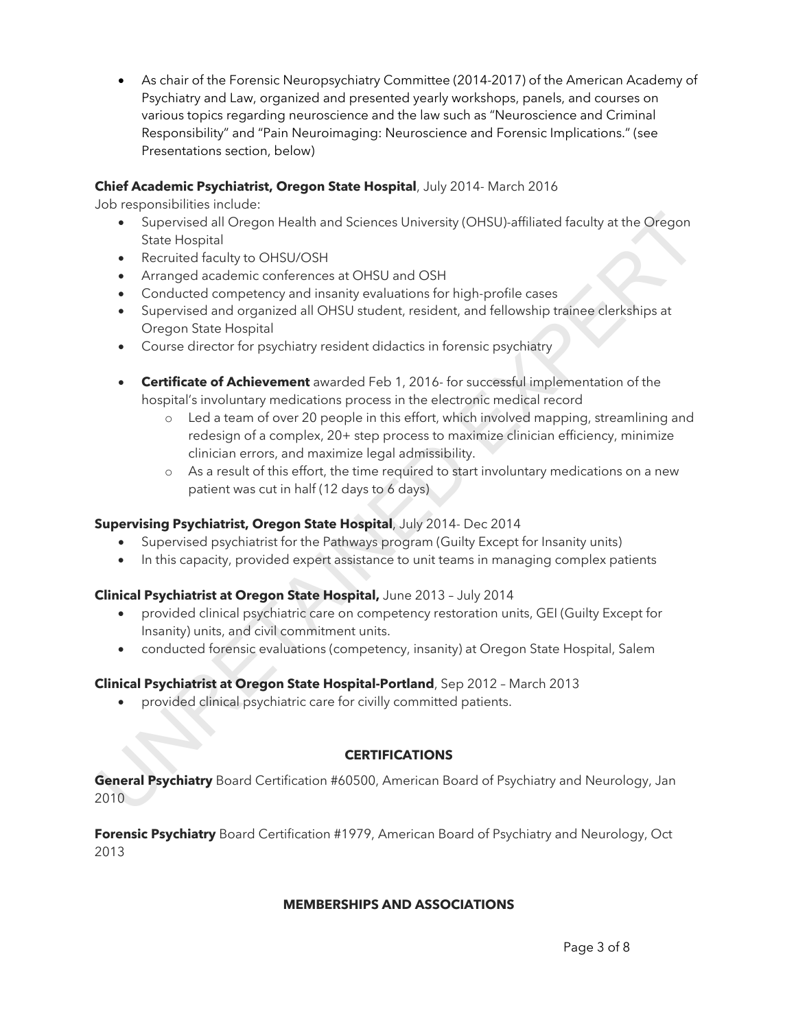- As chair of the Forensic Neuropsychiatry Committee (2014-2017) of the American Academy of Psychiatry and Law, organized and presented yearly workshops, panels, and courses on various topics regarding neuroscience and the law such as "Neuroscience and Criminal Responsibility" and "Pain Neuroimaging: Neuroscience and Forensic Implications." (see Presentations section, below)

**Chief Academic Psychiatrist, Oregon State Hospital**, July 2014- March 2016

Job responsibilities include:

- Supervised all Oregon Health and Sciences University (OHSU)-affiliated faculty at the Oregon State Hospital
- Recruited faculty to OHSU/OSH
- Arranged academic conferences at OHSU and OSH
- Conducted competency and insanity evaluations for high-profile cases
- Supervised and organized all OHSU student, resident, and fellowship trainee clerkships at Oregon State Hospital
- Course director for psychiatry resident didactics in forensic psychiatry

- **Certificate of Achievement** awarded Feb 1, 2016- for successful implementation of the hospital's involuntary medications process in the electronic medical record
  - Led a team of over 20 people in this effort, which involved mapping, streamlining and redesign of a complex, 20+ step process to maximize clinician efficiency, minimize clinician errors, and maximize legal admissibility.
  - As a result of this effort, the time required to start involuntary medications on a new patient was cut in half (12 days to 6 days)

**Supervising Psychiatrist, Oregon State Hospital**, July 2014- Dec 2014

- Supervised psychiatrist for the Pathways program (Guilty Except for Insanity units)
- In this capacity, provided expert assistance to unit teams in managing complex patients

**Clinical Psychiatrist at Oregon State Hospital,** June 2013 – July 2014

- provided clinical psychiatric care on competency restoration units, GEI (Guilty Except for Insanity) units, and civil commitment units.
- conducted forensic evaluations (competency, insanity) at Oregon State Hospital, Salem

**Clinical Psychiatrist at Oregon State Hospital-Portland**, Sep 2012 – March 2013

- provided clinical psychiatric care for civilly committed patients.

## CERTIFICATIONS

**General Psychiatry** Board Certification #60500, American Board of Psychiatry and Neurology, Jan 2010

**Forensic Psychiatry** Board Certification #1979, American Board of Psychiatry and Neurology, Oct 2013

## MEMBERSHIPS AND ASSOCIATIONS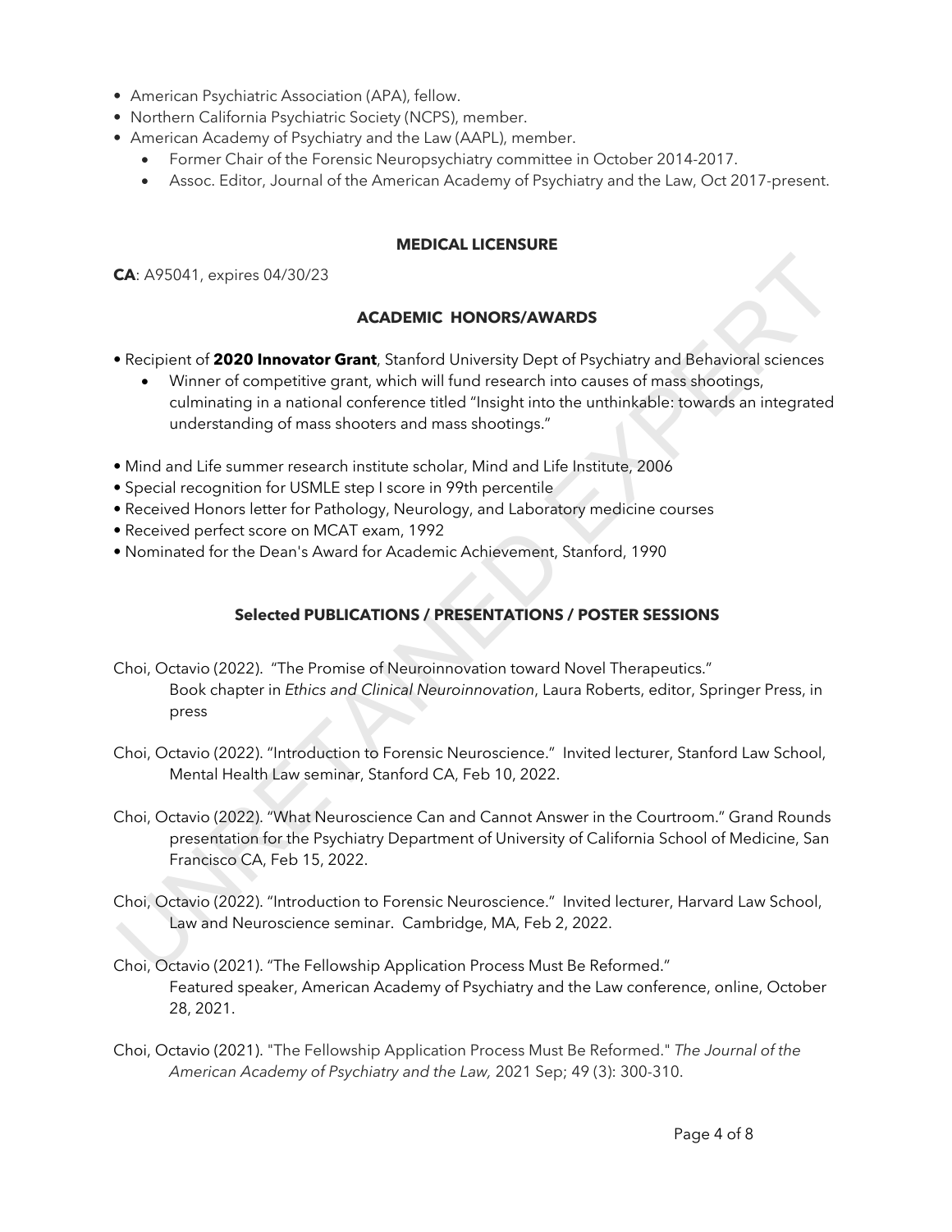- American Psychiatric Association (APA), fellow.
- Northern California Psychiatric Society (NCPS), member.
- American Academy of Psychiatry and the Law (AAPL), member.
    - Former Chair of the Forensic Neuropsychiatry committee in October 2014-2017.
    - Assoc. Editor, Journal of the American Academy of Psychiatry and the Law, Oct 2017-present.

## MEDICAL LICENSURE

**CA**: A95041, expires 04/30/23

## ACADEMIC HONORS/AWARDS

- Recipient of **2020 Innovator Grant**, Stanford University Dept of Psychiatry and Behavioral sciences
    - Winner of competitive grant, which will fund research into causes of mass shootings, culminating in a national conference titled "Insight into the unthinkable: towards an integrated understanding of mass shooters and mass shootings."

- Mind and Life summer research institute scholar, Mind and Life Institute, 2006
- Special recognition for USMLE step I score in 99th percentile
- Received Honors letter for Pathology, Neurology, and Laboratory medicine courses
- Received perfect score on MCAT exam, 1992
- Nominated for the Dean's Award for Academic Achievement, Stanford, 1990

## Selected PUBLICATIONS / PRESENTATIONS / POSTER SESSIONS

Choi, Octavio (2022). "The Promise of Neuroinnovation toward Novel Therapeutics." Book chapter in *Ethics and Clinical Neuroinnovation*, Laura Roberts, editor, Springer Press, in press

Choi, Octavio (2022). "Introduction to Forensic Neuroscience." Invited lecturer, Stanford Law School, Mental Health Law seminar, Stanford CA, Feb 10, 2022.

Choi, Octavio (2022). "What Neuroscience Can and Cannot Answer in the Courtroom." Grand Rounds presentation for the Psychiatry Department of University of California School of Medicine, San Francisco CA, Feb 15, 2022.

Choi, Octavio (2022). "Introduction to Forensic Neuroscience." Invited lecturer, Harvard Law School, Law and Neuroscience seminar. Cambridge, MA, Feb 2, 2022.

Choi, Octavio (2021). "The Fellowship Application Process Must Be Reformed." Featured speaker, American Academy of Psychiatry and the Law conference, online, October 28, 2021.

Choi, Octavio (2021). "The Fellowship Application Process Must Be Reformed." *The Journal of the American Academy of Psychiatry and the Law,* 2021 Sep; 49 (3): 300-310.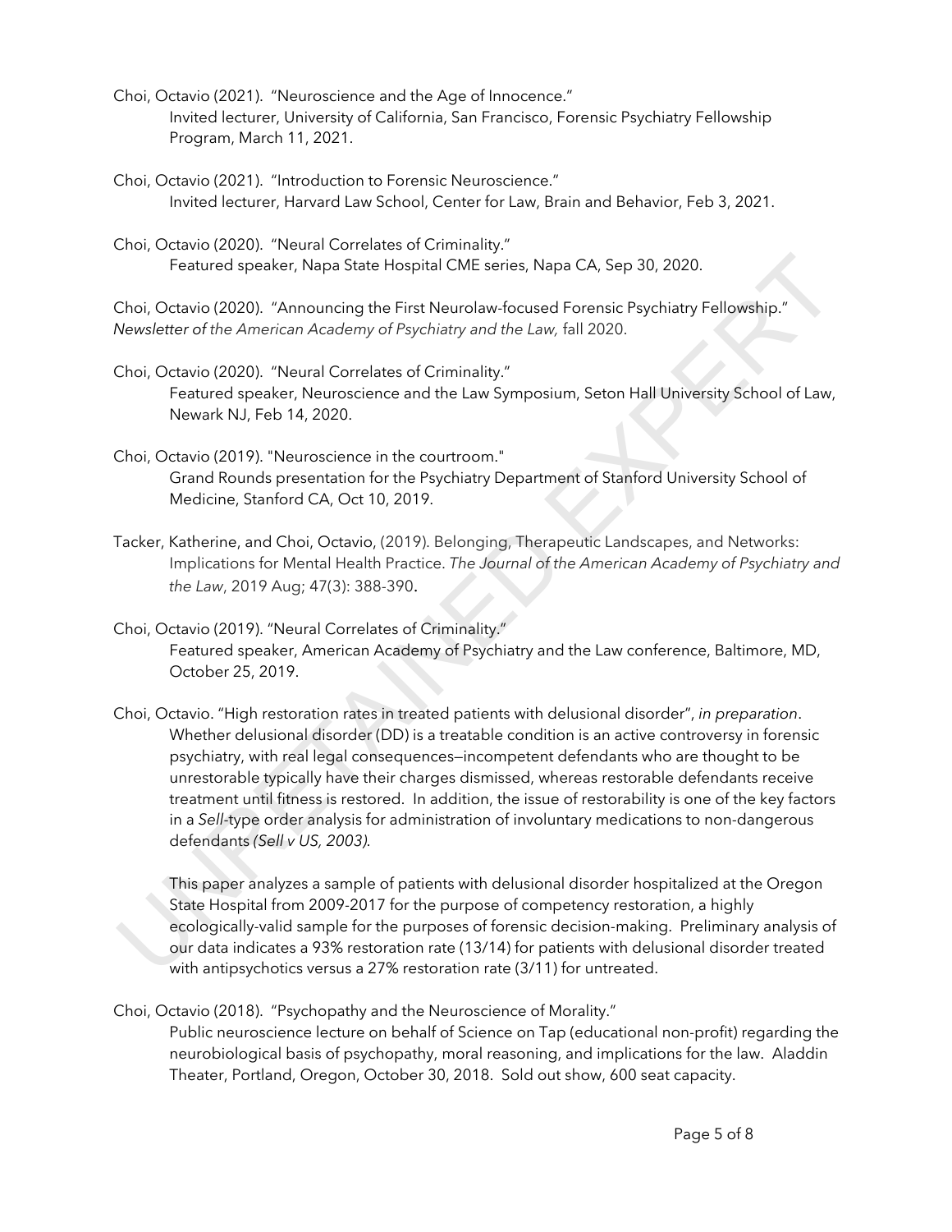Choi, Octavio (2021). "Neuroscience and the Age of Innocence."
Invited lecturer, University of California, San Francisco, Forensic Psychiatry Fellowship Program, March 11, 2021.

Choi, Octavio (2021). "Introduction to Forensic Neuroscience."
Invited lecturer, Harvard Law School, Center for Law, Brain and Behavior, Feb 3, 2021.

Choi, Octavio (2020). "Neural Correlates of Criminality."
Featured speaker, Napa State Hospital CME series, Napa CA, Sep 30, 2020.

Choi, Octavio (2020). "Announcing the First Neurolaw-focused Forensic Psychiatry Fellowship." *Newsletter of the American Academy of Psychiatry and the Law,* fall 2020.

Choi, Octavio (2020). "Neural Correlates of Criminality."
Featured speaker, Neuroscience and the Law Symposium, Seton Hall University School of Law, Newark NJ, Feb 14, 2020.

Choi, Octavio (2019). "Neuroscience in the courtroom."
Grand Rounds presentation for the Psychiatry Department of Stanford University School of Medicine, Stanford CA, Oct 10, 2019.

Tacker, Katherine, and Choi, Octavio, (2019). Belonging, Therapeutic Landscapes, and Networks: Implications for Mental Health Practice. *The Journal of the American Academy of Psychiatry and the Law*, 2019 Aug; 47(3): 388-390.

Choi, Octavio (2019). "Neural Correlates of Criminality."
Featured speaker, American Academy of Psychiatry and the Law conference, Baltimore, MD, October 25, 2019.

Choi, Octavio. "High restoration rates in treated patients with delusional disorder", *in preparation*.
Whether delusional disorder (DD) is a treatable condition is an active controversy in forensic psychiatry, with real legal consequences—incompetent defendants who are thought to be unrestorable typically have their charges dismissed, whereas restorable defendants receive treatment until fitness is restored. In addition, the issue of restorability is one of the key factors in a *Sell*-type order analysis for administration of involuntary medications to non-dangerous defendants *(Sell v US, 2003)*.

This paper analyzes a sample of patients with delusional disorder hospitalized at the Oregon State Hospital from 2009-2017 for the purpose of competency restoration, a highly ecologically-valid sample for the purposes of forensic decision-making. Preliminary analysis of our data indicates a 93% restoration rate (13/14) for patients with delusional disorder treated with antipsychotics versus a 27% restoration rate (3/11) for untreated.

Choi, Octavio (2018). "Psychopathy and the Neuroscience of Morality."
Public neuroscience lecture on behalf of Science on Tap (educational non-profit) regarding the neurobiological basis of psychopathy, moral reasoning, and implications for the law. Aladdin Theater, Portland, Oregon, October 30, 2018. Sold out show, 600 seat capacity.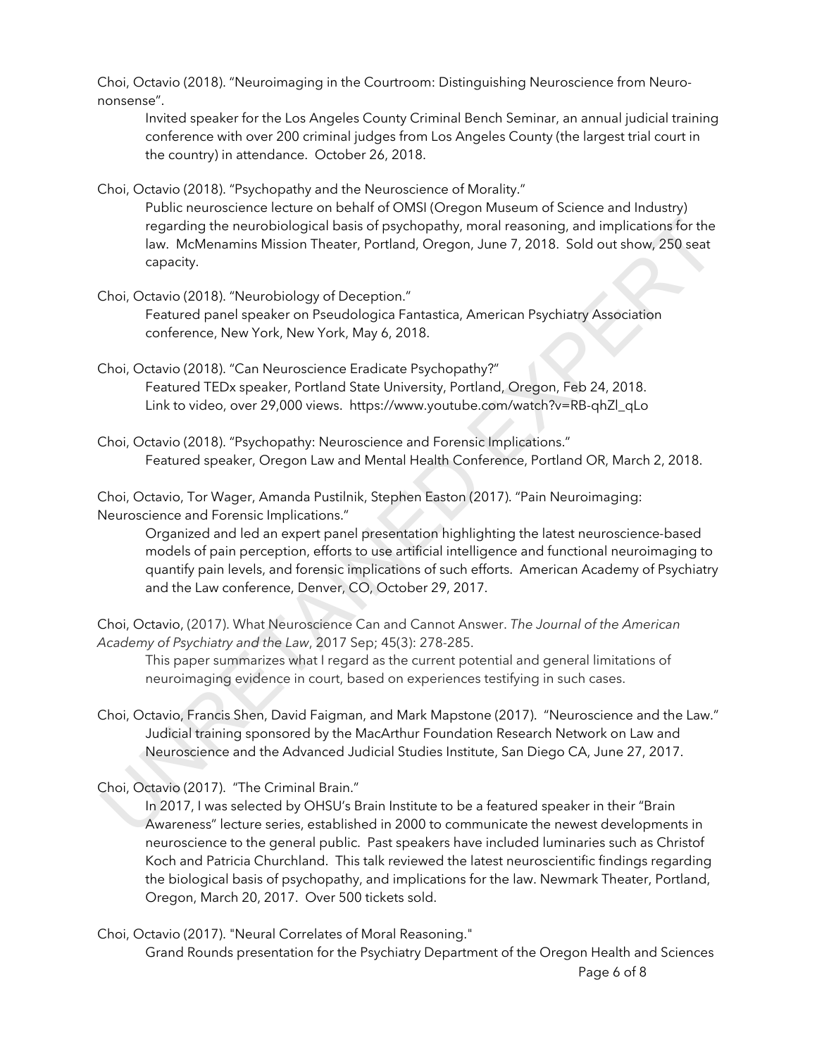Choi, Octavio (2018). "Neuroimaging in the Courtroom: Distinguishing Neuroscience from Neuro-nonsense".

Invited speaker for the Los Angeles County Criminal Bench Seminar, an annual judicial training conference with over 200 criminal judges from Los Angeles County (the largest trial court in the country) in attendance. October 26, 2018.

Choi, Octavio (2018). "Psychopathy and the Neuroscience of Morality."

Public neuroscience lecture on behalf of OMSI (Oregon Museum of Science and Industry) regarding the neurobiological basis of psychopathy, moral reasoning, and implications for the law. McMenamins Mission Theater, Portland, Oregon, June 7, 2018. Sold out show, 250 seat capacity.

Choi, Octavio (2018). "Neurobiology of Deception."

Featured panel speaker on Pseudologica Fantastica, American Psychiatry Association conference, New York, New York, May 6, 2018.

Choi, Octavio (2018). "Can Neuroscience Eradicate Psychopathy?"

Featured TEDx speaker, Portland State University, Portland, Oregon, Feb 24, 2018. Link to video, over 29,000 views. https://www.youtube.com/watch?v=RB-qhZl_qLo

Choi, Octavio (2018). "Psychopathy: Neuroscience and Forensic Implications."

Featured speaker, Oregon Law and Mental Health Conference, Portland OR, March 2, 2018.

Choi, Octavio, Tor Wager, Amanda Pustilnik, Stephen Easton (2017). "Pain Neuroimaging: Neuroscience and Forensic Implications."

Organized and led an expert panel presentation highlighting the latest neuroscience-based models of pain perception, efforts to use artificial intelligence and functional neuroimaging to quantify pain levels, and forensic implications of such efforts. American Academy of Psychiatry and the Law conference, Denver, CO, October 29, 2017.

Choi, Octavio, (2017). What Neuroscience Can and Cannot Answer. *The Journal of the American Academy of Psychiatry and the Law*, 2017 Sep; 45(3): 278-285.

This paper summarizes what I regard as the current potential and general limitations of neuroimaging evidence in court, based on experiences testifying in such cases.

Choi, Octavio, Francis Shen, David Faigman, and Mark Mapstone (2017). "Neuroscience and the Law."

Judicial training sponsored by the MacArthur Foundation Research Network on Law and Neuroscience and the Advanced Judicial Studies Institute, San Diego CA, June 27, 2017.

Choi, Octavio (2017). "The Criminal Brain."

In 2017, I was selected by OHSU's Brain Institute to be a featured speaker in their "Brain Awareness" lecture series, established in 2000 to communicate the newest developments in neuroscience to the general public. Past speakers have included luminaries such as Christof Koch and Patricia Churchland. This talk reviewed the latest neuroscientific findings regarding the biological basis of psychopathy, and implications for the law. Newmark Theater, Portland, Oregon, March 20, 2017. Over 500 tickets sold.

Choi, Octavio (2017). "Neural Correlates of Moral Reasoning."

Grand Rounds presentation for the Psychiatry Department of the Oregon Health and Sciences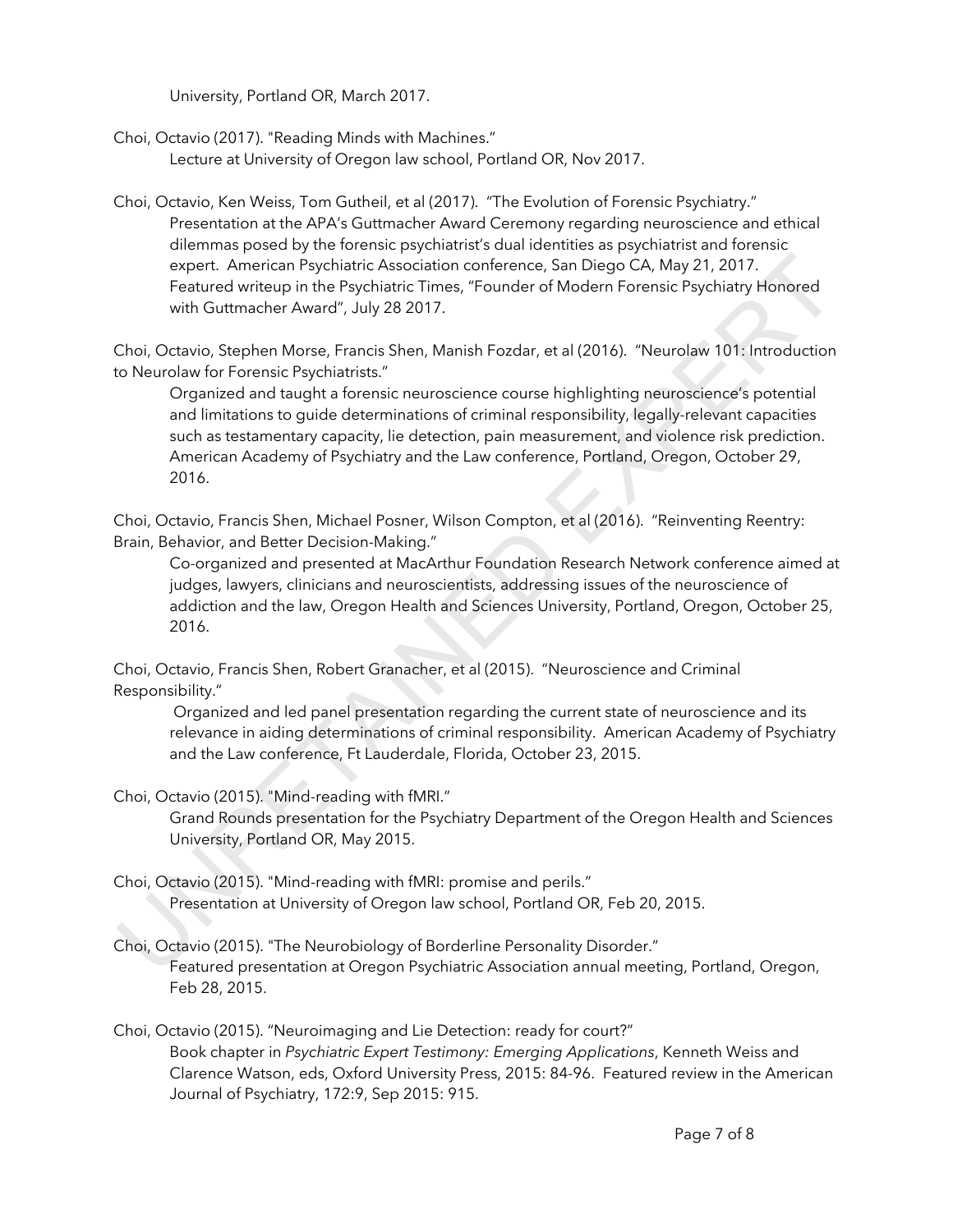University, Portland OR, March 2017.

Choi, Octavio (2017). "Reading Minds with Machines."
Lecture at University of Oregon law school, Portland OR, Nov 2017.

Choi, Octavio, Ken Weiss, Tom Gutheil, et al (2017). "The Evolution of Forensic Psychiatry."
Presentation at the APA's Guttmacher Award Ceremony regarding neuroscience and ethical dilemmas posed by the forensic psychiatrist's dual identities as psychiatrist and forensic expert. American Psychiatric Association conference, San Diego CA, May 21, 2017. Featured writeup in the Psychiatric Times, "Founder of Modern Forensic Psychiatry Honored with Guttmacher Award", July 28 2017.

Choi, Octavio, Stephen Morse, Francis Shen, Manish Fozdar, et al (2016). "Neurolaw 101: Introduction to Neurolaw for Forensic Psychiatrists."
Organized and taught a forensic neuroscience course highlighting neuroscience's potential and limitations to guide determinations of criminal responsibility, legally-relevant capacities such as testamentary capacity, lie detection, pain measurement, and violence risk prediction. American Academy of Psychiatry and the Law conference, Portland, Oregon, October 29, 2016.

Choi, Octavio, Francis Shen, Michael Posner, Wilson Compton, et al (2016). "Reinventing Reentry: Brain, Behavior, and Better Decision-Making."
Co-organized and presented at MacArthur Foundation Research Network conference aimed at judges, lawyers, clinicians and neuroscientists, addressing issues of the neuroscience of addiction and the law, Oregon Health and Sciences University, Portland, Oregon, October 25, 2016.

Choi, Octavio, Francis Shen, Robert Granacher, et al (2015). "Neuroscience and Criminal Responsibility."
Organized and led panel presentation regarding the current state of neuroscience and its relevance in aiding determinations of criminal responsibility. American Academy of Psychiatry and the Law conference, Ft Lauderdale, Florida, October 23, 2015.

Choi, Octavio (2015). "Mind-reading with fMRI."
Grand Rounds presentation for the Psychiatry Department of the Oregon Health and Sciences University, Portland OR, May 2015.

Choi, Octavio (2015). "Mind-reading with fMRI: promise and perils."
Presentation at University of Oregon law school, Portland OR, Feb 20, 2015.

Choi, Octavio (2015). "The Neurobiology of Borderline Personality Disorder."
Featured presentation at Oregon Psychiatric Association annual meeting, Portland, Oregon, Feb 28, 2015.

Choi, Octavio (2015). "Neuroimaging and Lie Detection: ready for court?"
Book chapter in *Psychiatric Expert Testimony: Emerging Applications*, Kenneth Weiss and Clarence Watson, eds, Oxford University Press, 2015: 84-96. Featured review in the American Journal of Psychiatry, 172:9, Sep 2015: 915.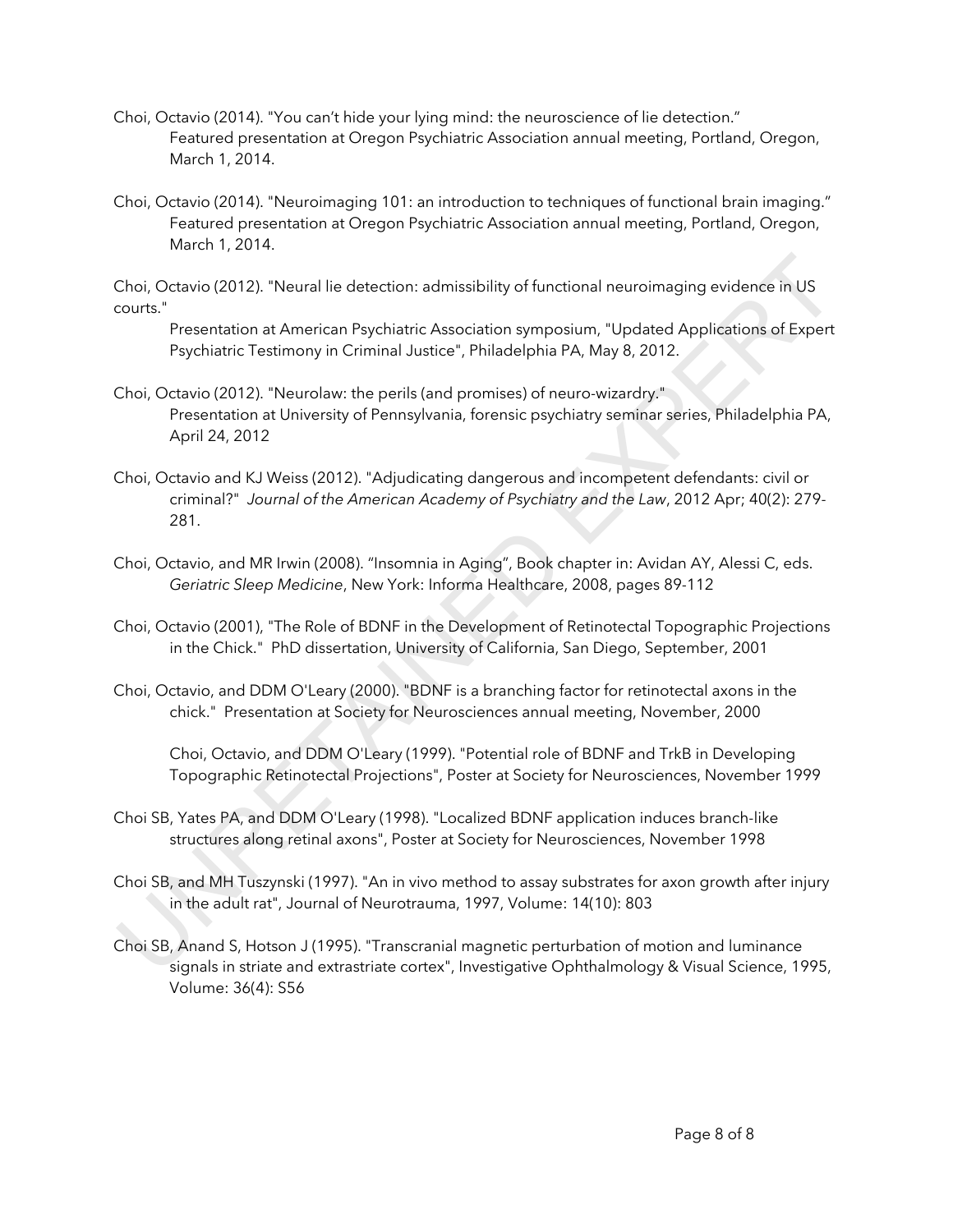Choi, Octavio (2014). "You can't hide your lying mind: the neuroscience of lie detection." Featured presentation at Oregon Psychiatric Association annual meeting, Portland, Oregon, March 1, 2014.

Choi, Octavio (2014). "Neuroimaging 101: an introduction to techniques of functional brain imaging." Featured presentation at Oregon Psychiatric Association annual meeting, Portland, Oregon, March 1, 2014.

Choi, Octavio (2012). "Neural lie detection: admissibility of functional neuroimaging evidence in US courts." Presentation at American Psychiatric Association symposium, "Updated Applications of Expert Psychiatric Testimony in Criminal Justice", Philadelphia PA, May 8, 2012.

Choi, Octavio (2012). "Neurolaw: the perils (and promises) of neuro-wizardry." Presentation at University of Pennsylvania, forensic psychiatry seminar series, Philadelphia PA, April 24, 2012

Choi, Octavio and KJ Weiss (2012). "Adjudicating dangerous and incompetent defendants: civil or criminal?" *Journal of the American Academy of Psychiatry and the Law*, 2012 Apr; 40(2): 279-281.

Choi, Octavio, and MR Irwin (2008). "Insomnia in Aging", Book chapter in: Avidan AY, Alessi C, eds. *Geriatric Sleep Medicine*, New York: Informa Healthcare, 2008, pages 89-112

Choi, Octavio (2001), "The Role of BDNF in the Development of Retinotectal Topographic Projections in the Chick." PhD dissertation, University of California, San Diego, September, 2001

Choi, Octavio, and DDM O'Leary (2000). "BDNF is a branching factor for retinotectal axons in the chick." Presentation at Society for Neurosciences annual meeting, November, 2000

Choi, Octavio, and DDM O'Leary (1999). "Potential role of BDNF and TrkB in Developing Topographic Retinotectal Projections", Poster at Society for Neurosciences, November 1999

Choi SB, Yates PA, and DDM O'Leary (1998). "Localized BDNF application induces branch-like structures along retinal axons", Poster at Society for Neurosciences, November 1998

Choi SB, and MH Tuszynski (1997). "An in vivo method to assay substrates for axon growth after injury in the adult rat", Journal of Neurotrauma, 1997, Volume: 14(10): 803

Choi SB, Anand S, Hotson J (1995). "Transcranial magnetic perturbation of motion and luminance signals in striate and extrastriate cortex", Investigative Ophthalmology & Visual Science, 1995, Volume: 36(4): S56